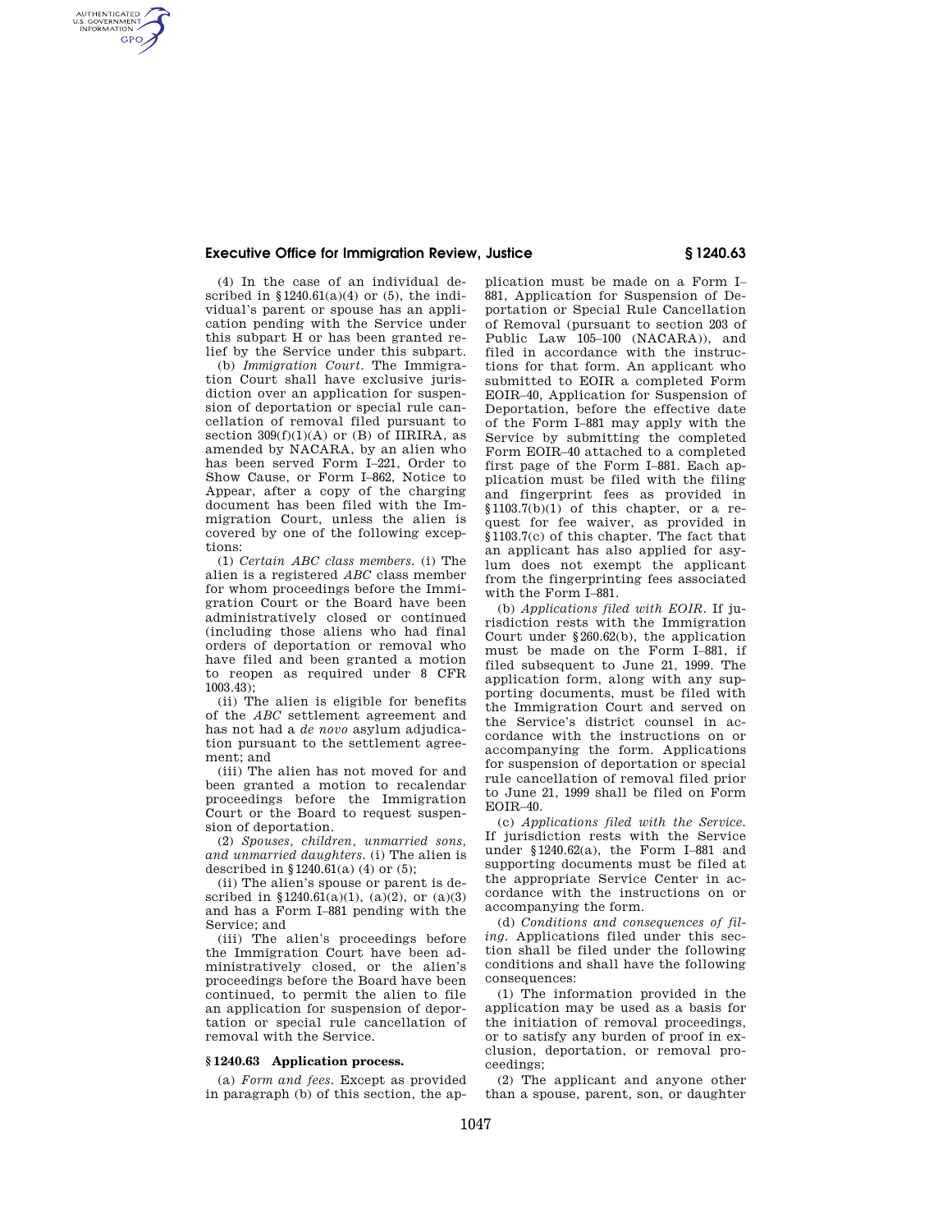(4) In the case of an individual described in §1240.61(a)(4) or (5), the individual's parent or spouse has an application pending with the Service under this subpart H or has been granted relief by the Service under this subpart.

(b) *Immigration Court.* The Immigration Court shall have exclusive jurisdiction over an application for suspension of deportation or special rule cancellation of removal filed pursuant to section 309(f)(1)(A) or (B) of IIRIRA, as amended by NACARA, by an alien who has been served Form I–221, Order to Show Cause, or Form I–862, Notice to Appear, after a copy of the charging document has been filed with the Immigration Court, unless the alien is covered by one of the following exceptions:

(1) *Certain ABC class members.* (i) The alien is a registered *ABC* class member for whom proceedings before the Immigration Court or the Board have been administratively closed or continued (including those aliens who had final orders of deportation or removal who have filed and been granted a motion to reopen as required under 8 CFR 1003.43);

(ii) The alien is eligible for benefits of the *ABC* settlement agreement and has not had a *de novo* asylum adjudication pursuant to the settlement agreement; and

(iii) The alien has not moved for and been granted a motion to recalendar proceedings before the Immigration Court or the Board to request suspension of deportation.

(2) *Spouses, children, unmarried sons, and unmarried daughters.* (i) The alien is described in §1240.61(a) (4) or (5);

(ii) The alien's spouse or parent is described in §1240.61(a)(1), (a)(2), or (a)(3) and has a Form I–881 pending with the Service; and

(iii) The alien's proceedings before the Immigration Court have been administratively closed, or the alien's proceedings before the Board have been continued, to permit the alien to file an application for suspension of deportation or special rule cancellation of removal with the Service.

## § 1240.63 Application process.

(a) *Form and fees.* Except as provided in paragraph (b) of this section, the application must be made on a Form I–881, Application for Suspension of Deportation or Special Rule Cancellation of Removal (pursuant to section 203 of Public Law 105–100 (NACARA)), and filed in accordance with the instructions for that form. An applicant who submitted to EOIR a completed Form EOIR–40, Application for Suspension of Deportation, before the effective date of the Form I–881 may apply with the Service by submitting the completed Form EOIR–40 attached to a completed first page of the Form I–881. Each application must be filed with the filing and fingerprint fees as provided in §1103.7(b)(1) of this chapter, or a request for fee waiver, as provided in §1103.7(c) of this chapter. The fact that an applicant has also applied for asylum does not exempt the applicant from the fingerprinting fees associated with the Form I–881.

(b) *Applications filed with EOIR.* If jurisdiction rests with the Immigration Court under §260.62(b), the application must be made on the Form I–881, if filed subsequent to June 21, 1999. The application form, along with any supporting documents, must be filed with the Immigration Court and served on the Service's district counsel in accordance with the instructions on or accompanying the form. Applications for suspension of deportation or special rule cancellation of removal filed prior to June 21, 1999 shall be filed on Form EOIR–40.

(c) *Applications filed with the Service.* If jurisdiction rests with the Service under §1240.62(a), the Form I–881 and supporting documents must be filed at the appropriate Service Center in accordance with the instructions on or accompanying the form.

(d) *Conditions and consequences of filing.* Applications filed under this section shall be filed under the following conditions and shall have the following consequences:

(1) The information provided in the application may be used as a basis for the initiation of removal proceedings, or to satisfy any burden of proof in exclusion, deportation, or removal proceedings;

(2) The applicant and anyone other than a spouse, parent, son, or daughter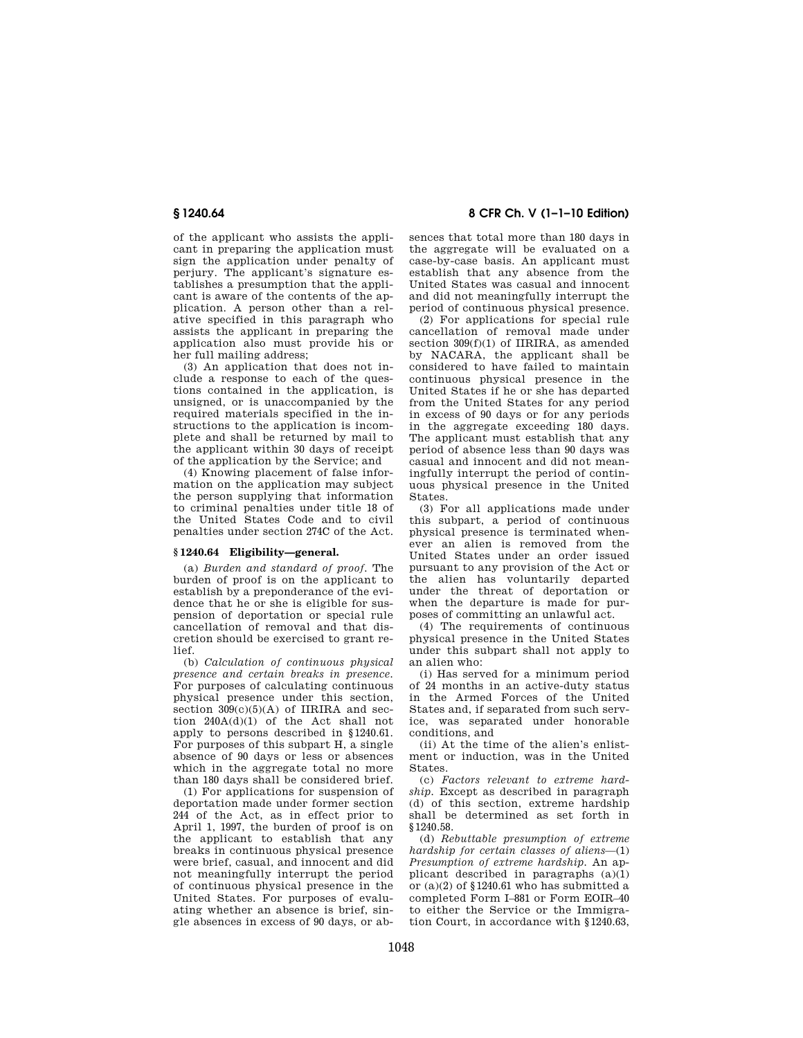of the applicant who assists the applicant in preparing the application must sign the application under penalty of perjury. The applicant's signature establishes a presumption that the applicant is aware of the contents of the application. A person other than a relative specified in this paragraph who assists the applicant in preparing the application also must provide his or her full mailing address;

(3) An application that does not include a response to each of the questions contained in the application, is unsigned, or is unaccompanied by the required materials specified in the instructions to the application is incomplete and shall be returned by mail to the applicant within 30 days of receipt of the application by the Service; and

(4) Knowing placement of false information on the application may subject the person supplying that information to criminal penalties under title 18 of the United States Code and to civil penalties under section 274C of the Act.

### § 1240.64 Eligibility—general.

(a) *Burden and standard of proof.* The burden of proof is on the applicant to establish by a preponderance of the evidence that he or she is eligible for suspension of deportation or special rule cancellation of removal and that discretion should be exercised to grant relief.

(b) *Calculation of continuous physical presence and certain breaks in presence.* For purposes of calculating continuous physical presence under this section, section 309(c)(5)(A) of IIRIRA and section 240A(d)(1) of the Act shall not apply to persons described in § 1240.61. For purposes of this subpart H, a single absence of 90 days or less or absences which in the aggregate total no more than 180 days shall be considered brief.

(1) For applications for suspension of deportation made under former section 244 of the Act, as in effect prior to April 1, 1997, the burden of proof is on the applicant to establish that any breaks in continuous physical presence were brief, casual, and innocent and did not meaningfully interrupt the period of continuous physical presence in the United States. For purposes of evaluating whether an absence is brief, single absences in excess of 90 days, or absences that total more than 180 days in the aggregate will be evaluated on a case-by-case basis. An applicant must establish that any absence from the United States was casual and innocent and did not meaningfully interrupt the period of continuous physical presence.

(2) For applications for special rule cancellation of removal made under section 309(f)(1) of IIRIRA, as amended by NACARA, the applicant shall be considered to have failed to maintain continuous physical presence in the United States if he or she has departed from the United States for any period in excess of 90 days or for any periods in the aggregate exceeding 180 days. The applicant must establish that any period of absence less than 90 days was casual and innocent and did not meaningfully interrupt the period of continuous physical presence in the United States.

(3) For all applications made under this subpart, a period of continuous physical presence is terminated whenever an alien is removed from the United States under an order issued pursuant to any provision of the Act or the alien has voluntarily departed under the threat of deportation or when the departure is made for purposes of committing an unlawful act.

(4) The requirements of continuous physical presence in the United States under this subpart shall not apply to an alien who:

(i) Has served for a minimum period of 24 months in an active-duty status in the Armed Forces of the United States and, if separated from such service, was separated under honorable conditions, and

(ii) At the time of the alien's enlistment or induction, was in the United States.

(c) *Factors relevant to extreme hardship.* Except as described in paragraph (d) of this section, extreme hardship shall be determined as set forth in § 1240.58.

(d) *Rebuttable presumption of extreme hardship for certain classes of aliens*—(1) *Presumption of extreme hardship.* An applicant described in paragraphs (a)(1) or (a)(2) of § 1240.61 who has submitted a completed Form I–881 or Form EOIR–40 to either the Service or the Immigration Court, in accordance with § 1240.63,